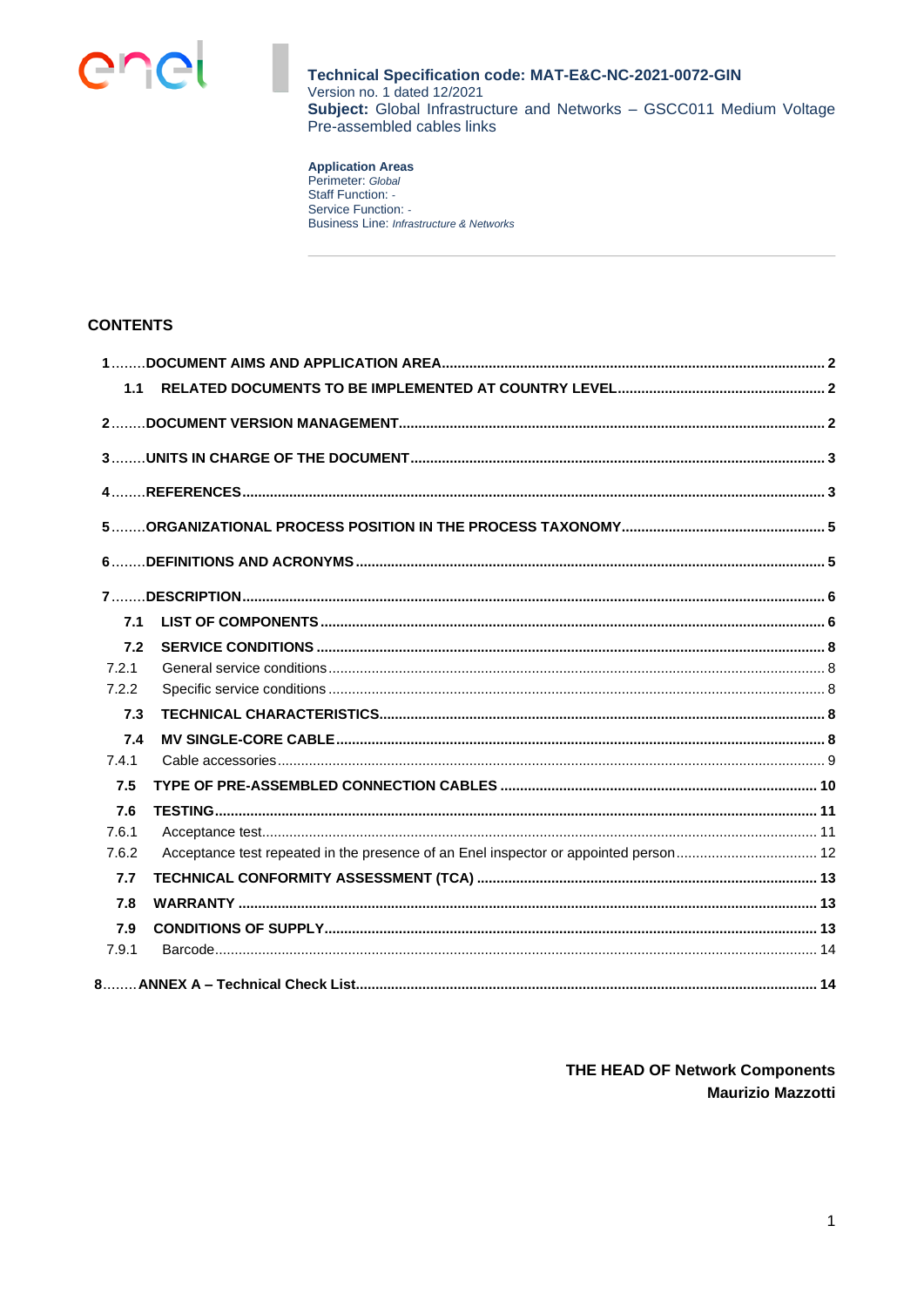**Technical Specification code: MAT-E&C-NC-2021-0072-GIN**
Version no. 1 dated 12/2021
**Subject:** Global Infrastructure and Networks – GSCC011 Medium Voltage Pre-assembled cables links

**Application Areas**
Perimeter: *Global*
Staff Function: -
Service Function: -
Business Line: *Infrastructure & Networks*

## CONTENTS

**1 DOCUMENT AIMS AND APPLICATION AREA** ........ 2
  **1.1 RELATED DOCUMENTS TO BE IMPLEMENTED AT COUNTRY LEVEL** ........ 2
**2 DOCUMENT VERSION MANAGEMENT** ........ 2
**3 UNITS IN CHARGE OF THE DOCUMENT** ........ 3
**4 REFERENCES** ........ 3
**5 ORGANIZATIONAL PROCESS POSITION IN THE PROCESS TAXONOMY** ........ 5
**6 DEFINITIONS AND ACRONYMS** ........ 5
**7 DESCRIPTION** ........ 6
  **7.1 LIST OF COMPONENTS** ........ 6
  **7.2 SERVICE CONDITIONS** ........ 8
  7.2.1 General service conditions ........ 8
  7.2.2 Specific service conditions ........ 8
  **7.3 TECHNICAL CHARACTERISTICS** ........ 8
  **7.4 MV SINGLE-CORE CABLE** ........ 8
  7.4.1 Cable accessories ........ 9
  **7.5 TYPE OF PRE-ASSEMBLED CONNECTION CABLES** ........ 10
  **7.6 TESTING** ........ 11
  7.6.1 Acceptance test ........ 11
  7.6.2 Acceptance test repeated in the presence of an Enel inspector or appointed person ........ 12
  **7.7 TECHNICAL CONFORMITY ASSESSMENT (TCA)** ........ 13
  **7.8 WARRANTY** ........ 13
  **7.9 CONDITIONS OF SUPPLY** ........ 13
  7.9.1 Barcode ........ 14
**8 ANNEX A – Technical Check List** ........ 14

**THE HEAD OF Network Components**
**Maurizio Mazzotti**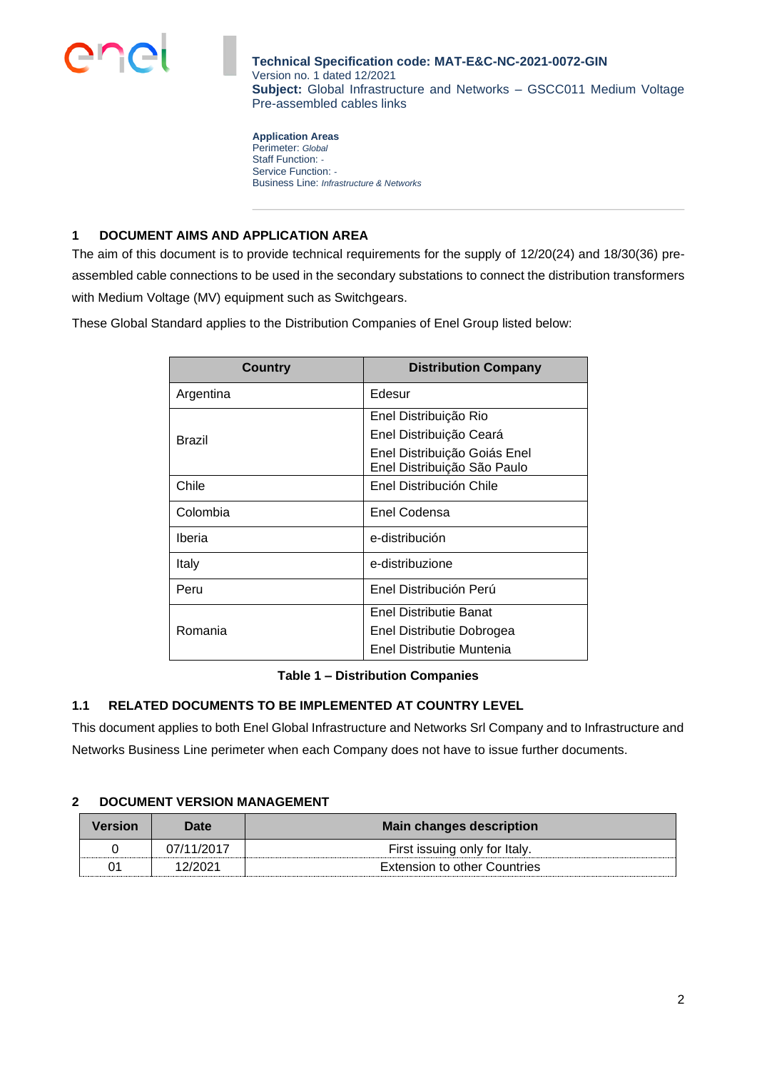**Technical Specification code: MAT-E&C-NC-2021-0072-GIN**
Version no. 1 dated 12/2021
**Subject:** Global Infrastructure and Networks – GSCC011 Medium Voltage Pre-assembled cables links

**Application Areas**
Perimeter: *Global*
Staff Function: -
Service Function: -
Business Line: *Infrastructure & Networks*

## 1 DOCUMENT AIMS AND APPLICATION AREA

The aim of this document is to provide technical requirements for the supply of 12/20(24) and 18/30(36) pre-assembled cable connections to be used in the secondary substations to connect the distribution transformers with Medium Voltage (MV) equipment such as Switchgears.

These Global Standard applies to the Distribution Companies of Enel Group listed below:

| Country | Distribution Company |
|---|---|
| Argentina | Edesur |
| Brazil | Enel Distribuição Rio<br>Enel Distribuição Ceará<br>Enel Distribuição Goiás Enel<br>Enel Distribuição São Paulo |
| Chile | Enel Distribución Chile |
| Colombia | Enel Codensa |
| Iberia | e-distribución |
| Italy | e-distribuzione |
| Peru | Enel Distribución Perú |
| Romania | Enel Distributie Banat<br>Enel Distributie Dobrogea<br>Enel Distributie Muntenia |

**Table 1 – Distribution Companies**

### 1.1 RELATED DOCUMENTS TO BE IMPLEMENTED AT COUNTRY LEVEL

This document applies to both Enel Global Infrastructure and Networks Srl Company and to Infrastructure and Networks Business Line perimeter when each Company does not have to issue further documents.

## 2 DOCUMENT VERSION MANAGEMENT

| Version | Date | Main changes description |
|---|---|---|
| 0 | 07/11/2017 | First issuing only for Italy. |
| 01 | 12/2021 | Extension to other Countries |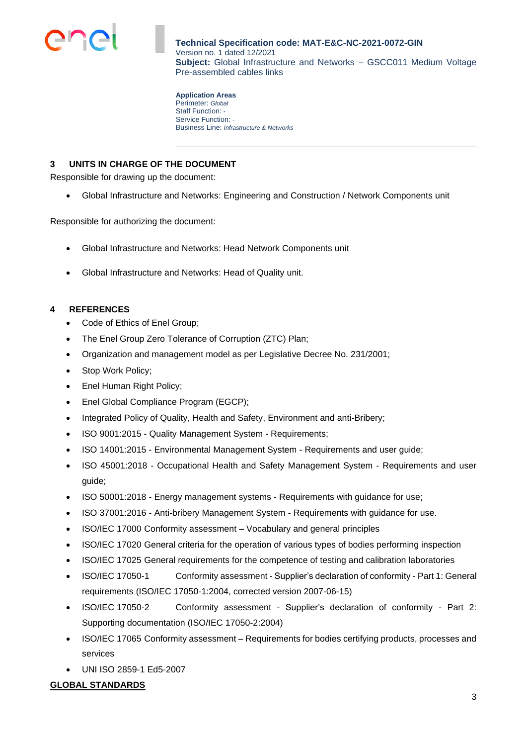## 3 UNITS IN CHARGE OF THE DOCUMENT

Responsible for drawing up the document:

- Global Infrastructure and Networks: Engineering and Construction / Network Components unit

Responsible for authorizing the document:

- Global Infrastructure and Networks: Head Network Components unit
- Global Infrastructure and Networks: Head of Quality unit.

## 4 REFERENCES

- Code of Ethics of Enel Group;
- The Enel Group Zero Tolerance of Corruption (ZTC) Plan;
- Organization and management model as per Legislative Decree No. 231/2001;
- Stop Work Policy;
- Enel Human Right Policy;
- Enel Global Compliance Program (EGCP);
- Integrated Policy of Quality, Health and Safety, Environment and anti-Bribery;
- ISO 9001:2015 - Quality Management System - Requirements;
- ISO 14001:2015 - Environmental Management System - Requirements and user guide;
- ISO 45001:2018 - Occupational Health and Safety Management System - Requirements and user guide;
- ISO 50001:2018 - Energy management systems - Requirements with guidance for use;
- ISO 37001:2016 - Anti-bribery Management System - Requirements with guidance for use.
- ISO/IEC 17000 Conformity assessment – Vocabulary and general principles
- ISO/IEC 17020 General criteria for the operation of various types of bodies performing inspection
- ISO/IEC 17025 General requirements for the competence of testing and calibration laboratories
- ISO/IEC 17050-1 Conformity assessment - Supplier's declaration of conformity - Part 1: General requirements (ISO/IEC 17050-1:2004, corrected version 2007-06-15)
- ISO/IEC 17050-2 Conformity assessment - Supplier's declaration of conformity - Part 2: Supporting documentation (ISO/IEC 17050-2:2004)
- ISO/IEC 17065 Conformity assessment – Requirements for bodies certifying products, processes and services
- UNI ISO 2859-1 Ed5-2007

**GLOBAL STANDARDS**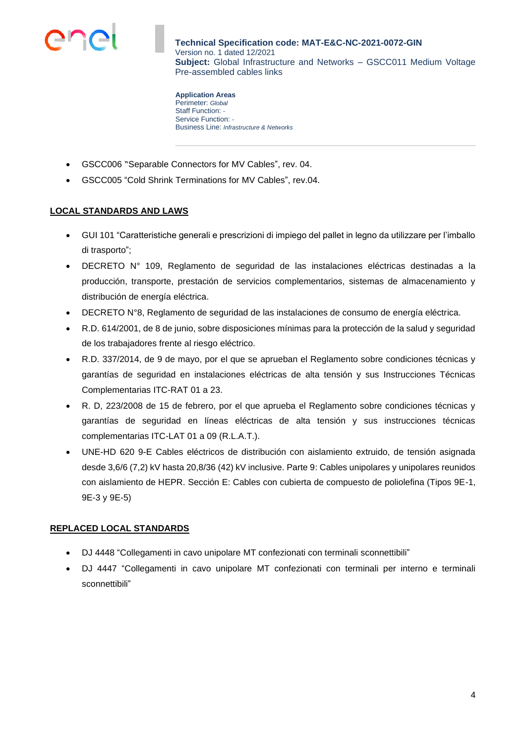- GSCC006 "Separable Connectors for MV Cables", rev. 04.
- GSCC005 "Cold Shrink Terminations for MV Cables", rev.04.

## LOCAL STANDARDS AND LAWS

- GUI 101 "Caratteristiche generali e prescrizioni di impiego del pallet in legno da utilizzare per l'imballo di trasporto";
- DECRETO N° 109, Reglamento de seguridad de las instalaciones eléctricas destinadas a la producción, transporte, prestación de servicios complementarios, sistemas de almacenamiento y distribución de energía eléctrica.
- DECRETO N°8, Reglamento de seguridad de las instalaciones de consumo de energía eléctrica.
- R.D. 614/2001, de 8 de junio, sobre disposiciones mínimas para la protección de la salud y seguridad de los trabajadores frente al riesgo eléctrico.
- R.D. 337/2014, de 9 de mayo, por el que se aprueban el Reglamento sobre condiciones técnicas y garantías de seguridad en instalaciones eléctricas de alta tensión y sus Instrucciones Técnicas Complementarias ITC-RAT 01 a 23.
- R. D, 223/2008 de 15 de febrero, por el que aprueba el Reglamento sobre condiciones técnicas y garantías de seguridad en líneas eléctricas de alta tensión y sus instrucciones técnicas complementarias ITC-LAT 01 a 09 (R.L.A.T.).
- UNE-HD 620 9-E Cables eléctricos de distribución con aislamiento extruido, de tensión asignada desde 3,6/6 (7,2) kV hasta 20,8/36 (42) kV inclusive. Parte 9: Cables unipolares y unipolares reunidos con aislamiento de HEPR. Sección E: Cables con cubierta de compuesto de poliolefina (Tipos 9E-1, 9E-3 y 9E-5)

## REPLACED LOCAL STANDARDS

- DJ 4448 "Collegamenti in cavo unipolare MT confezionati con terminali sconnettibili"
- DJ 4447 "Collegamenti in cavo unipolare MT confezionati con terminali per interno e terminali sconnettibili"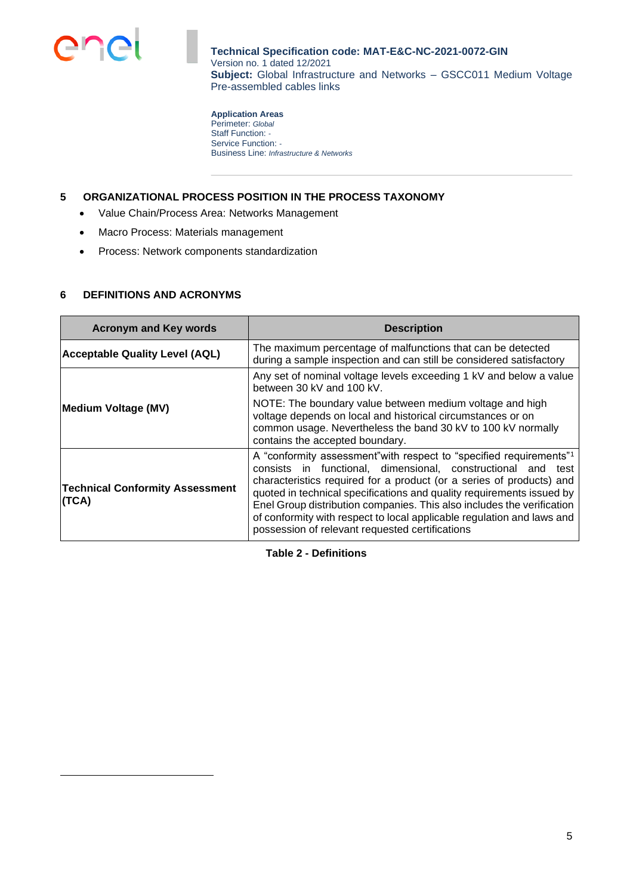## 5 ORGANIZATIONAL PROCESS POSITION IN THE PROCESS TAXONOMY

- Value Chain/Process Area: Networks Management
- Macro Process: Materials management
- Process: Network components standardization

## 6 DEFINITIONS AND ACRONYMS

| Acronym and Key words | Description |
|---|---|
| **Acceptable Quality Level (AQL)** | The maximum percentage of malfunctions that can be detected during a sample inspection and can still be considered satisfactory |
| **Medium Voltage (MV)** | Any set of nominal voltage levels exceeding 1 kV and below a value between 30 kV and 100 kV. NOTE: The boundary value between medium voltage and high voltage depends on local and historical circumstances or on common usage. Nevertheless the band 30 kV to 100 kV normally contains the accepted boundary. |
| **Technical Conformity Assessment (TCA)** | A "conformity assessment"with respect to "specified requirements"[1] consists in functional, dimensional, constructional and test characteristics required for a product (or a series of products) and quoted in technical specifications and quality requirements issued by Enel Group distribution companies. This also includes the verification of conformity with respect to local applicable regulation and laws and possession of relevant requested certifications |

**Table 2 - Definitions**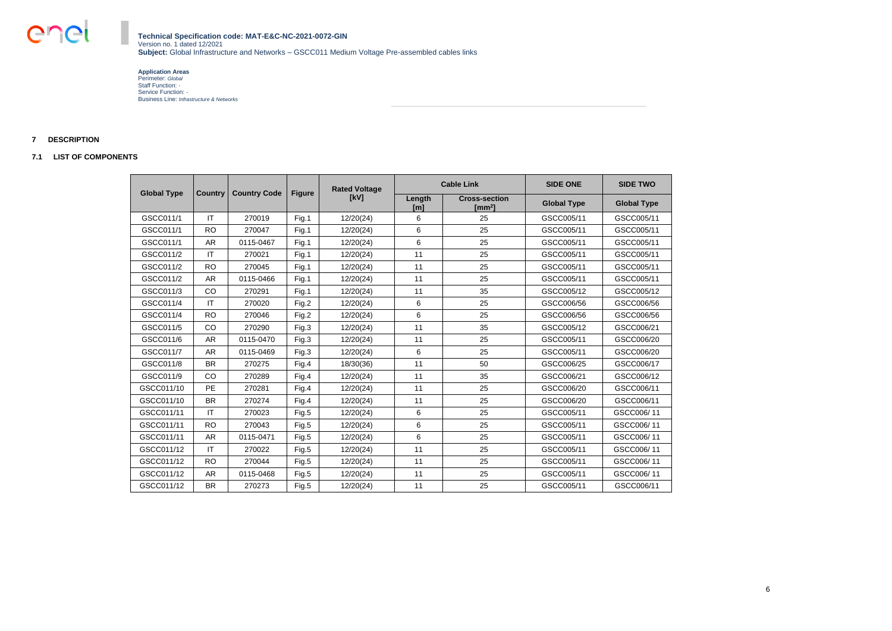## 7 DESCRIPTION

### 7.1 LIST OF COMPONENTS

| Global Type | Country | Country Code | Figure | Rated Voltage [kV] | Cable Link | | SIDE ONE | SIDE TWO |
|---|---|---|---|---|---|---|---|---|
| | | | | | Length [m] | Cross-section [mm$^2$] | Global Type | Global Type |
| GSCC011/1 | IT | 270019 | Fig.1 | 12/20(24) | 6 | 25 | GSCC005/11 | GSCC005/11 |
| GSCC011/1 | RO | 270047 | Fig.1 | 12/20(24) | 6 | 25 | GSCC005/11 | GSCC005/11 |
| GSCC011/1 | AR | 0115-0467 | Fig.1 | 12/20(24) | 6 | 25 | GSCC005/11 | GSCC005/11 |
| GSCC011/2 | IT | 270021 | Fig.1 | 12/20(24) | 11 | 25 | GSCC005/11 | GSCC005/11 |
| GSCC011/2 | RO | 270045 | Fig.1 | 12/20(24) | 11 | 25 | GSCC005/11 | GSCC005/11 |
| GSCC011/2 | AR | 0115-0466 | Fig.1 | 12/20(24) | 11 | 25 | GSCC005/11 | GSCC005/11 |
| GSCC011/3 | CO | 270291 | Fig.1 | 12/20(24) | 11 | 35 | GSCC005/12 | GSCC005/12 |
| GSCC011/4 | IT | 270020 | Fig.2 | 12/20(24) | 6 | 25 | GSCC006/56 | GSCC006/56 |
| GSCC011/4 | RO | 270046 | Fig.2 | 12/20(24) | 6 | 25 | GSCC006/56 | GSCC006/56 |
| GSCC011/5 | CO | 270290 | Fig.3 | 12/20(24) | 11 | 35 | GSCC005/12 | GSCC006/21 |
| GSCC011/6 | AR | 0115-0470 | Fig.3 | 12/20(24) | 11 | 25 | GSCC005/11 | GSCC006/20 |
| GSCC011/7 | AR | 0115-0469 | Fig.3 | 12/20(24) | 6 | 25 | GSCC005/11 | GSCC006/20 |
| GSCC011/8 | BR | 270275 | Fig.4 | 18/30(36) | 11 | 50 | GSCC006/25 | GSCC006/17 |
| GSCC011/9 | CO | 270289 | Fig.4 | 12/20(24) | 11 | 35 | GSCC006/21 | GSCC006/12 |
| GSCC011/10 | PE | 270281 | Fig.4 | 12/20(24) | 11 | 25 | GSCC006/20 | GSCC006/11 |
| GSCC011/10 | BR | 270274 | Fig.4 | 12/20(24) | 11 | 25 | GSCC006/20 | GSCC006/11 |
| GSCC011/11 | IT | 270023 | Fig.5 | 12/20(24) | 6 | 25 | GSCC005/11 | GSCC006/ 11 |
| GSCC011/11 | RO | 270043 | Fig.5 | 12/20(24) | 6 | 25 | GSCC005/11 | GSCC006/ 11 |
| GSCC011/11 | AR | 0115-0471 | Fig.5 | 12/20(24) | 6 | 25 | GSCC005/11 | GSCC006/ 11 |
| GSCC011/12 | IT | 270022 | Fig.5 | 12/20(24) | 11 | 25 | GSCC005/11 | GSCC006/ 11 |
| GSCC011/12 | RO | 270044 | Fig.5 | 12/20(24) | 11 | 25 | GSCC005/11 | GSCC006/ 11 |
| GSCC011/12 | AR | 0115-0468 | Fig.5 | 12/20(24) | 11 | 25 | GSCC005/11 | GSCC006/ 11 |
| GSCC011/12 | BR | 270273 | Fig.5 | 12/20(24) | 11 | 25 | GSCC005/11 | GSCC006/11 |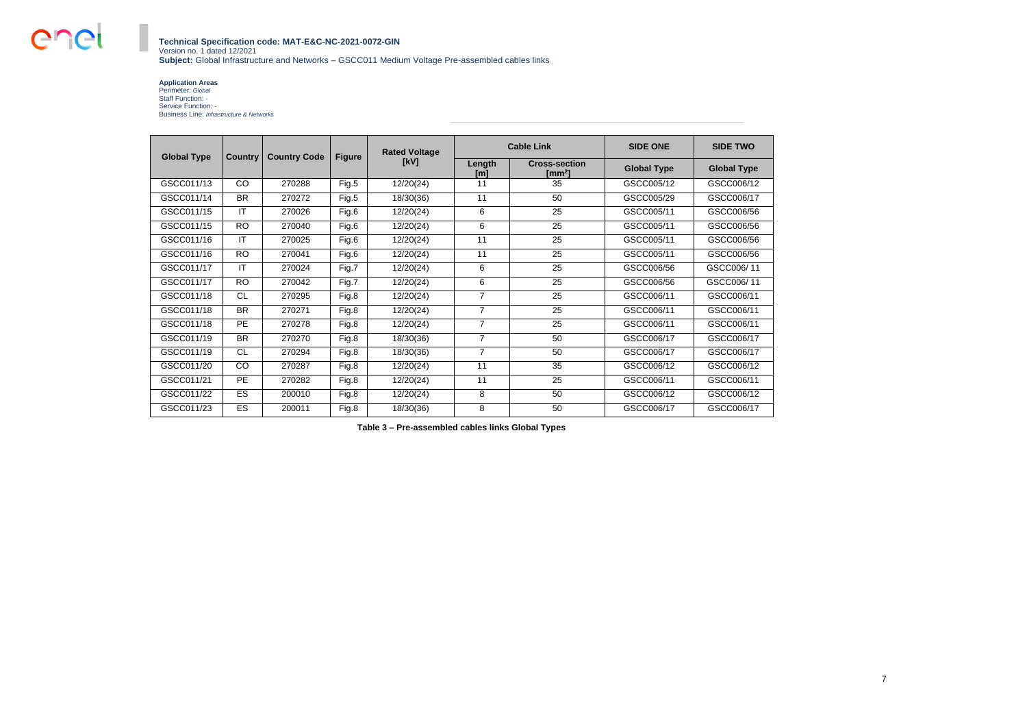| Global Type | Country | Country Code | Figure | Rated Voltage [kV] | Cable Link | | SIDE ONE | SIDE TWO |
|---|---|---|---|---|---|---|---|---|
| | | | | | Length [m] | Cross-section [mm²] | Global Type | Global Type |
| GSCC011/13 | CO | 270288 | Fig.5 | 12/20(24) | 11 | 35 | GSCC005/12 | GSCC006/12 |
| GSCC011/14 | BR | 270272 | Fig.5 | 18/30(36) | 11 | 50 | GSCC005/29 | GSCC006/17 |
| GSCC011/15 | IT | 270026 | Fig.6 | 12/20(24) | 6 | 25 | GSCC005/11 | GSCC006/56 |
| GSCC011/15 | RO | 270040 | Fig.6 | 12/20(24) | 6 | 25 | GSCC005/11 | GSCC006/56 |
| GSCC011/16 | IT | 270025 | Fig.6 | 12/20(24) | 11 | 25 | GSCC005/11 | GSCC006/56 |
| GSCC011/16 | RO | 270041 | Fig.6 | 12/20(24) | 11 | 25 | GSCC005/11 | GSCC006/56 |
| GSCC011/17 | IT | 270024 | Fig.7 | 12/20(24) | 6 | 25 | GSCC006/56 | GSCC006/ 11 |
| GSCC011/17 | RO | 270042 | Fig.7 | 12/20(24) | 6 | 25 | GSCC006/56 | GSCC006/ 11 |
| GSCC011/18 | CL | 270295 | Fig.8 | 12/20(24) | 7 | 25 | GSCC006/11 | GSCC006/11 |
| GSCC011/18 | BR | 270271 | Fig.8 | 12/20(24) | 7 | 25 | GSCC006/11 | GSCC006/11 |
| GSCC011/18 | PE | 270278 | Fig.8 | 12/20(24) | 7 | 25 | GSCC006/11 | GSCC006/11 |
| GSCC011/19 | BR | 270270 | Fig.8 | 18/30(36) | 7 | 50 | GSCC006/17 | GSCC006/17 |
| GSCC011/19 | CL | 270294 | Fig.8 | 18/30(36) | 7 | 50 | GSCC006/17 | GSCC006/17 |
| GSCC011/20 | CO | 270287 | Fig.8 | 12/20(24) | 11 | 35 | GSCC006/12 | GSCC006/12 |
| GSCC011/21 | PE | 270282 | Fig.8 | 12/20(24) | 11 | 25 | GSCC006/11 | GSCC006/11 |
| GSCC011/22 | ES | 200010 | Fig.8 | 12/20(24) | 8 | 50 | GSCC006/12 | GSCC006/12 |
| GSCC011/23 | ES | 200011 | Fig.8 | 18/30(36) | 8 | 50 | GSCC006/17 | GSCC006/17 |

**Table 3 – Pre-assembled cables links Global Types**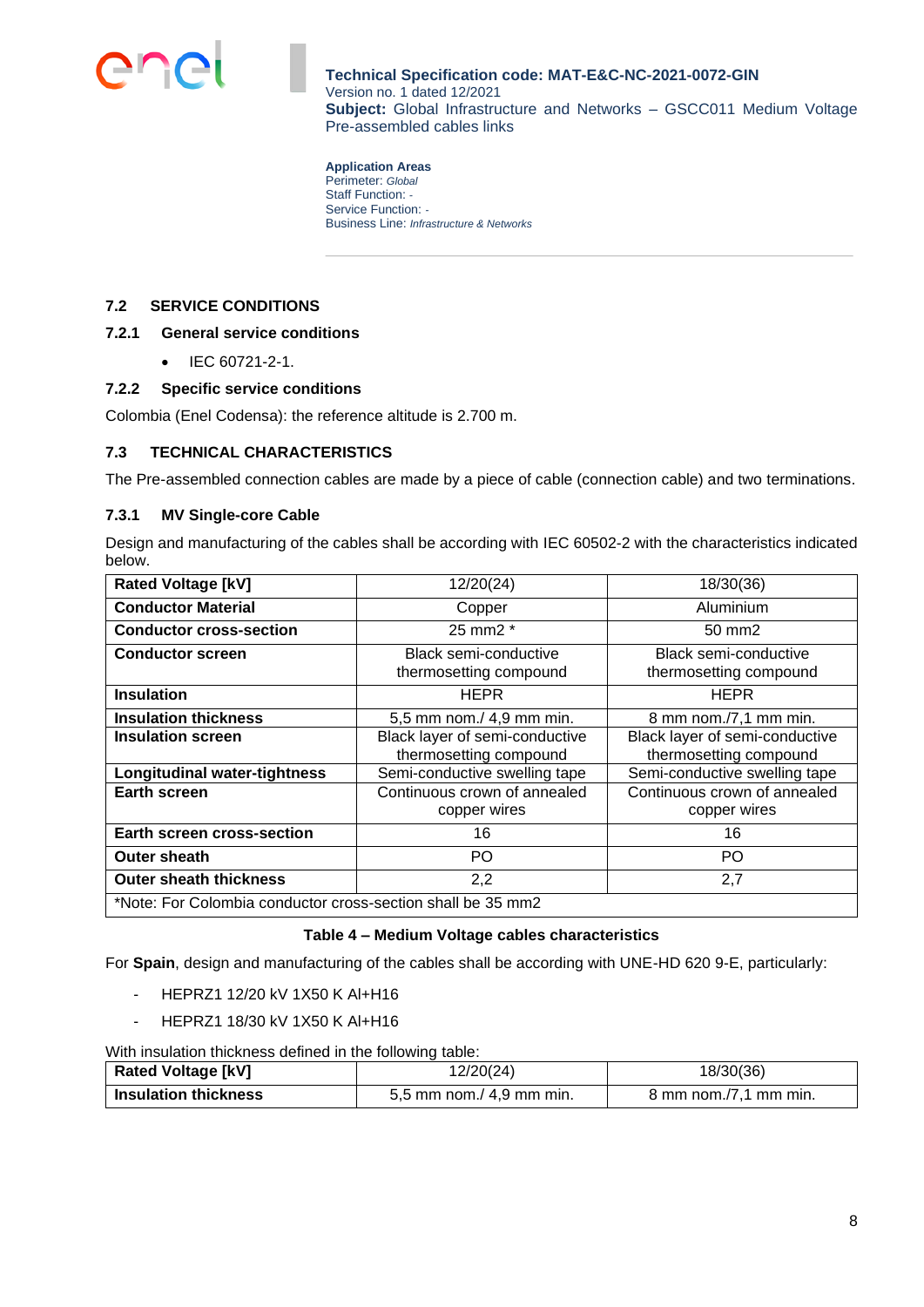### 7.2 SERVICE CONDITIONS

#### 7.2.1 General service conditions

- IEC 60721-2-1.

#### 7.2.2 Specific service conditions

Colombia (Enel Codensa): the reference altitude is 2.700 m.

### 7.3 TECHNICAL CHARACTERISTICS

The Pre-assembled connection cables are made by a piece of cable (connection cable) and two terminations.

#### 7.3.1 MV Single-core Cable

Design and manufacturing of the cables shall be according with IEC 60502-2 with the characteristics indicated below.

| **Rated Voltage [kV]** | 12/20(24) | 18/30(36) |
|---|---|---|
| **Conductor Material** | Copper | Aluminium |
| **Conductor cross-section** | 25 mm2 * | 50 mm2 |
| **Conductor screen** | Black semi-conductive thermosetting compound | Black semi-conductive thermosetting compound |
| **Insulation** | HEPR | HEPR |
| **Insulation thickness** | 5,5 mm nom./ 4,9 mm min. | 8 mm nom./7,1 mm min. |
| **Insulation screen** | Black layer of semi-conductive thermosetting compound | Black layer of semi-conductive thermosetting compound |
| **Longitudinal water-tightness** | Semi-conductive swelling tape | Semi-conductive swelling tape |
| **Earth screen** | Continuous crown of annealed copper wires | Continuous crown of annealed copper wires |
| **Earth screen cross-section** | 16 | 16 |
| **Outer sheath** | PO | PO |
| **Outer sheath thickness** | 2,2 | 2,7 |
| *Note: For Colombia conductor cross-section shall be 35 mm2 | | |

**Table 4 – Medium Voltage cables characteristics**

For **Spain**, design and manufacturing of the cables shall be according with UNE-HD 620 9-E, particularly:

- HEPRZ1 12/20 kV 1X50 K Al+H16
- HEPRZ1 18/30 kV 1X50 K Al+H16

With insulation thickness defined in the following table:

| **Rated Voltage [kV]** | 12/20(24) | 18/30(36) |
|---|---|---|
| **Insulation thickness** | 5,5 mm nom./ 4,9 mm min. | 8 mm nom./7,1 mm min. |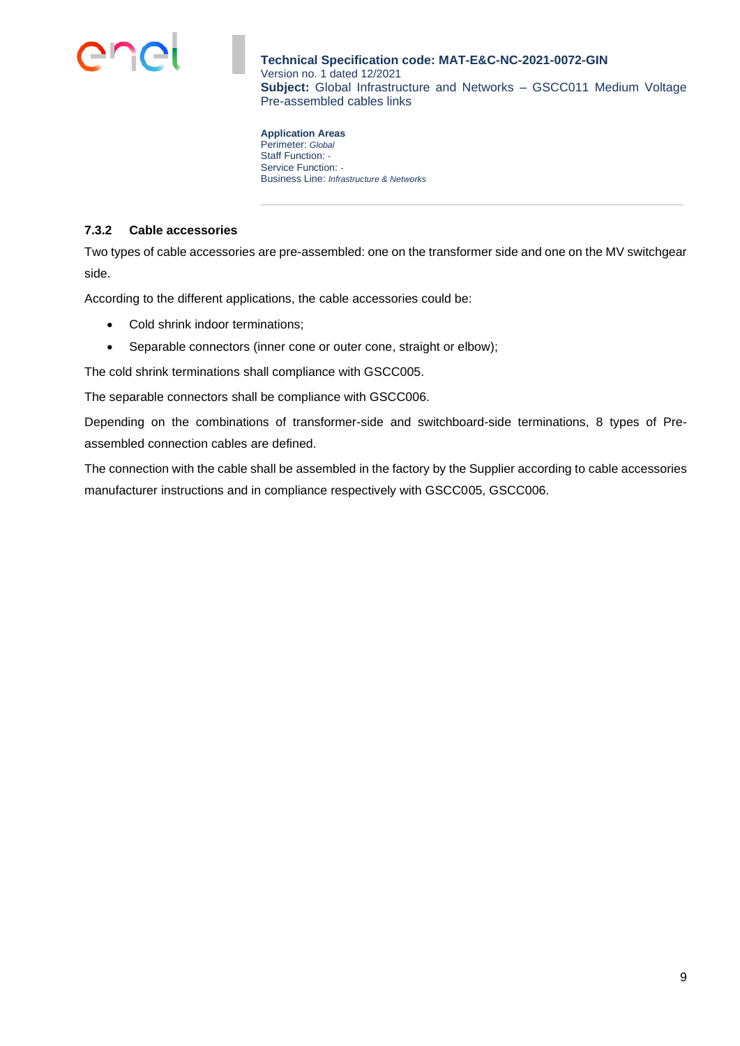#### 7.3.2 Cable accessories

Two types of cable accessories are pre-assembled: one on the transformer side and one on the MV switchgear side.

According to the different applications, the cable accessories could be:

- Cold shrink indoor terminations;
- Separable connectors (inner cone or outer cone, straight or elbow);

The cold shrink terminations shall compliance with GSCC005.

The separable connectors shall be compliance with GSCC006.

Depending on the combinations of transformer-side and switchboard-side terminations, 8 types of Pre-assembled connection cables are defined.

The connection with the cable shall be assembled in the factory by the Supplier according to cable accessories manufacturer instructions and in compliance respectively with GSCC005, GSCC006.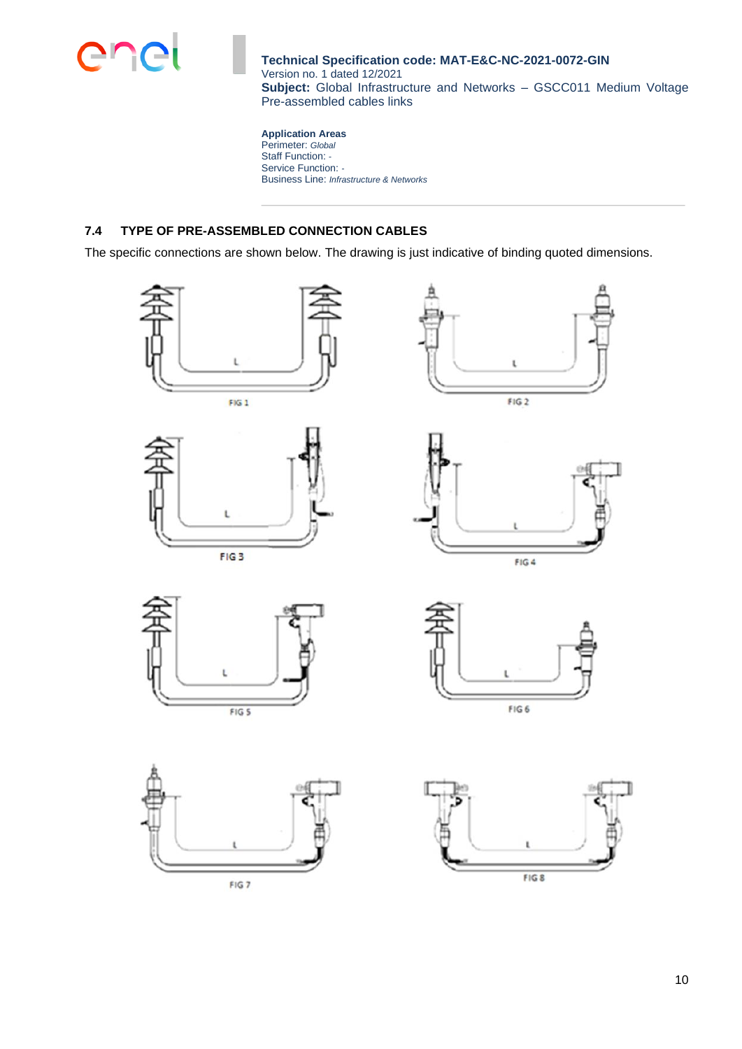## 7.4 TYPE OF PRE-ASSEMBLED CONNECTION CABLES

The specific connections are shown below. The drawing is just indicative of binding quoted dimensions.

FIG 1

FIG 2

FIG 3

FIG 4

FIG 5

FIG 6

FIG 7

FIG 8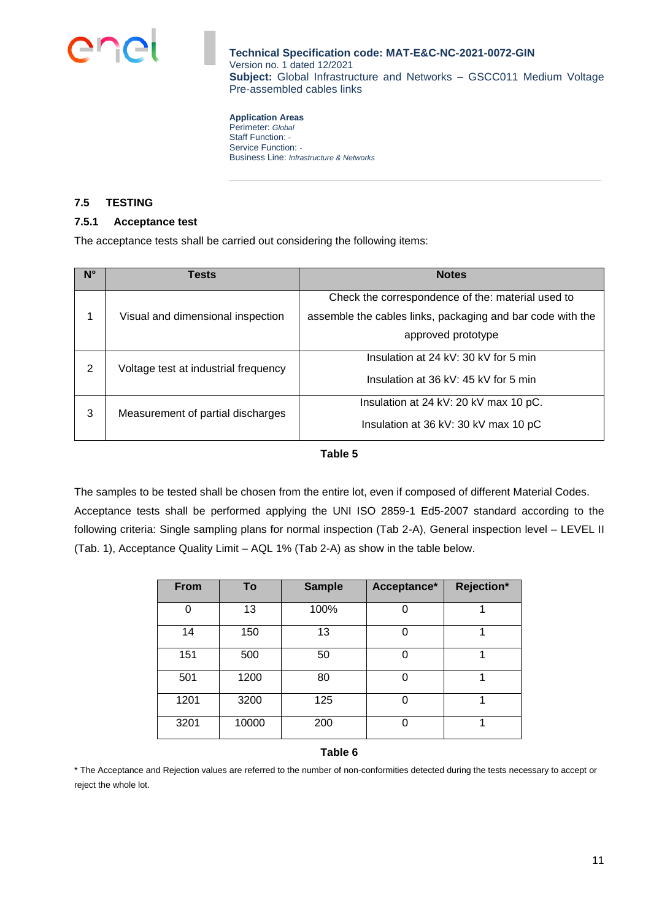### 7.5 TESTING

#### 7.5.1 Acceptance test

The acceptance tests shall be carried out considering the following items:

| N° | Tests | Notes |
|---|---|---|
| 1 | Visual and dimensional inspection | Check the correspondence of the: material used to assemble the cables links, packaging and bar code with the approved prototype |
| 2 | Voltage test at industrial frequency | Insulation at 24 kV: 30 kV for 5 min<br>Insulation at 36 kV: 45 kV for 5 min |
| 3 | Measurement of partial discharges | Insulation at 24 kV: 20 kV max 10 pC.<br>Insulation at 36 kV: 30 kV max 10 pC |

**Table 5**

The samples to be tested shall be chosen from the entire lot, even if composed of different Material Codes. Acceptance tests shall be performed applying the UNI ISO 2859-1 Ed5-2007 standard according to the following criteria: Single sampling plans for normal inspection (Tab 2-A), General inspection level – LEVEL II (Tab. 1), Acceptance Quality Limit – AQL 1% (Tab 2-A) as show in the table below.

| From | To | Sample | Acceptance* | Rejection* |
|---|---|---|---|---|
| 0 | 13 | 100% | 0 | 1 |
| 14 | 150 | 13 | 0 | 1 |
| 151 | 500 | 50 | 0 | 1 |
| 501 | 1200 | 80 | 0 | 1 |
| 1201 | 3200 | 125 | 0 | 1 |
| 3201 | 10000 | 200 | 0 | 1 |

**Table 6**

* The Acceptance and Rejection values are referred to the number of non-conformities detected during the tests necessary to accept or reject the whole lot.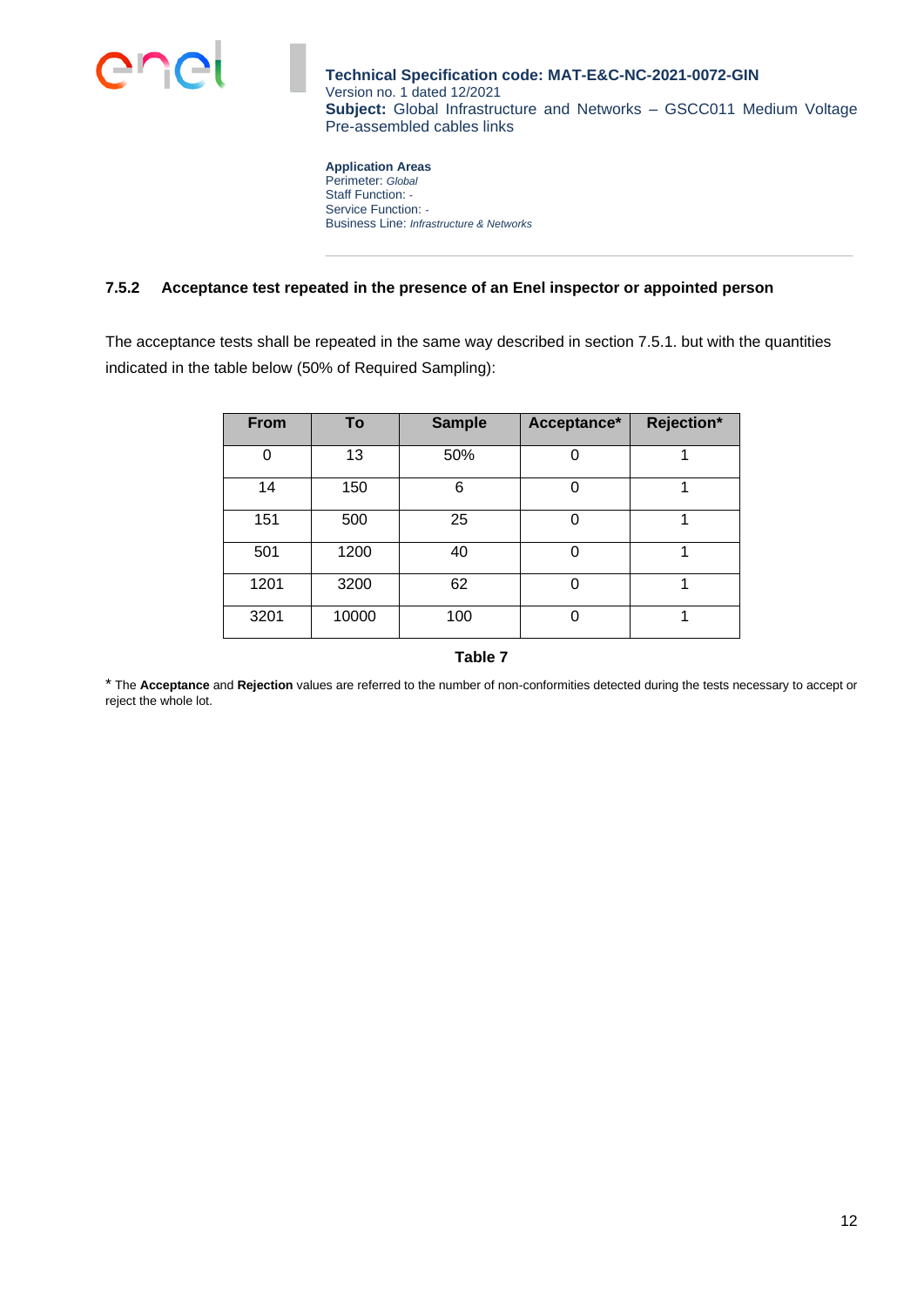### 7.5.2 Acceptance test repeated in the presence of an Enel inspector or appointed person

The acceptance tests shall be repeated in the same way described in section 7.5.1. but with the quantities indicated in the table below (50% of Required Sampling):

| From | To | Sample | Acceptance* | Rejection* |
|---|---|---|---|---|
| 0 | 13 | 50% | 0 | 1 |
| 14 | 150 | 6 | 0 | 1 |
| 151 | 500 | 25 | 0 | 1 |
| 501 | 1200 | 40 | 0 | 1 |
| 1201 | 3200 | 62 | 0 | 1 |
| 3201 | 10000 | 100 | 0 | 1 |

**Table 7**

* The **Acceptance** and **Rejection** values are referred to the number of non-conformities detected during the tests necessary to accept or reject the whole lot.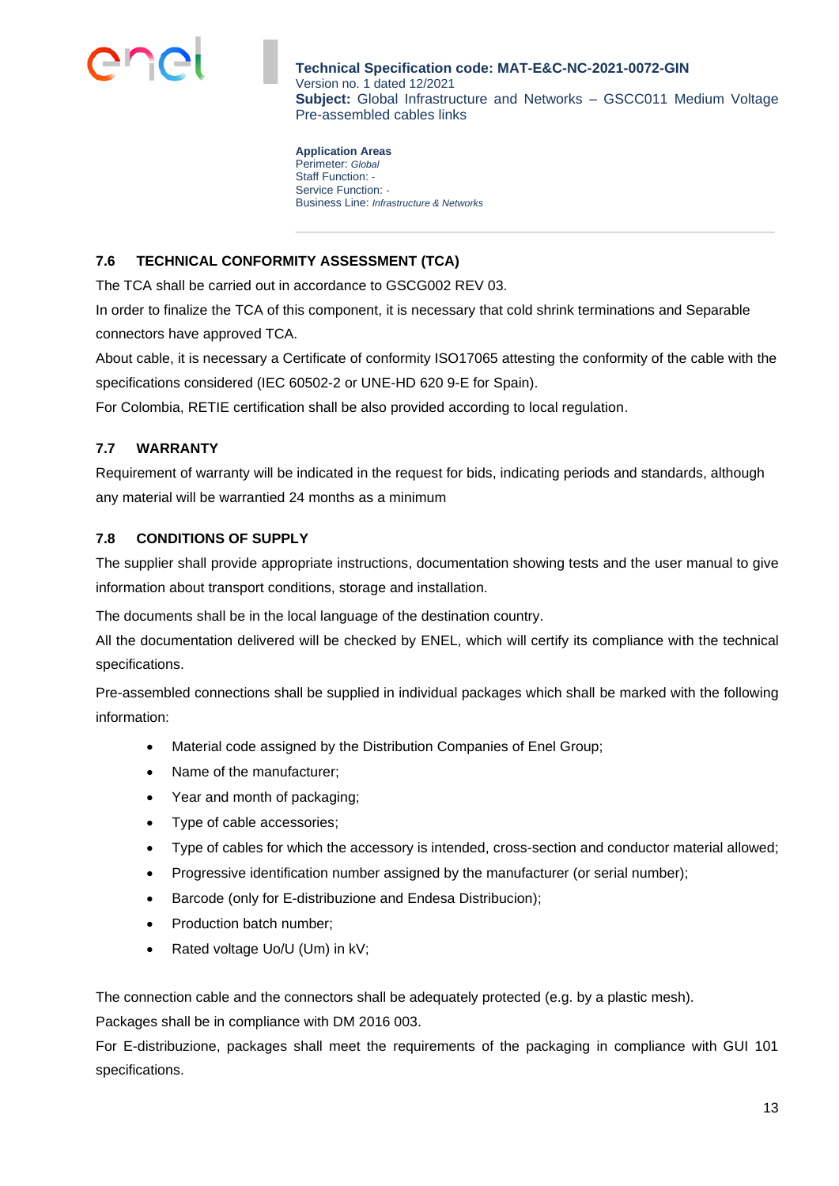### 7.6 TECHNICAL CONFORMITY ASSESSMENT (TCA)

The TCA shall be carried out in accordance to GSCG002 REV 03.

In order to finalize the TCA of this component, it is necessary that cold shrink terminations and Separable connectors have approved TCA.

About cable, it is necessary a Certificate of conformity ISO17065 attesting the conformity of the cable with the specifications considered (IEC 60502-2 or UNE-HD 620 9-E for Spain).

For Colombia, RETIE certification shall be also provided according to local regulation.

### 7.7 WARRANTY

Requirement of warranty will be indicated in the request for bids, indicating periods and standards, although any material will be warrantied 24 months as a minimum

### 7.8 CONDITIONS OF SUPPLY

The supplier shall provide appropriate instructions, documentation showing tests and the user manual to give information about transport conditions, storage and installation.

The documents shall be in the local language of the destination country.

All the documentation delivered will be checked by ENEL, which will certify its compliance with the technical specifications.

Pre-assembled connections shall be supplied in individual packages which shall be marked with the following information:

- Material code assigned by the Distribution Companies of Enel Group;
- Name of the manufacturer;
- Year and month of packaging;
- Type of cable accessories;
- Type of cables for which the accessory is intended, cross-section and conductor material allowed;
- Progressive identification number assigned by the manufacturer (or serial number);
- Barcode (only for E-distribuzione and Endesa Distribucion);
- Production batch number;
- Rated voltage Uo/U (Um) in kV;

The connection cable and the connectors shall be adequately protected (e.g. by a plastic mesh).

Packages shall be in compliance with DM 2016 003.

For E-distribuzione, packages shall meet the requirements of the packaging in compliance with GUI 101 specifications.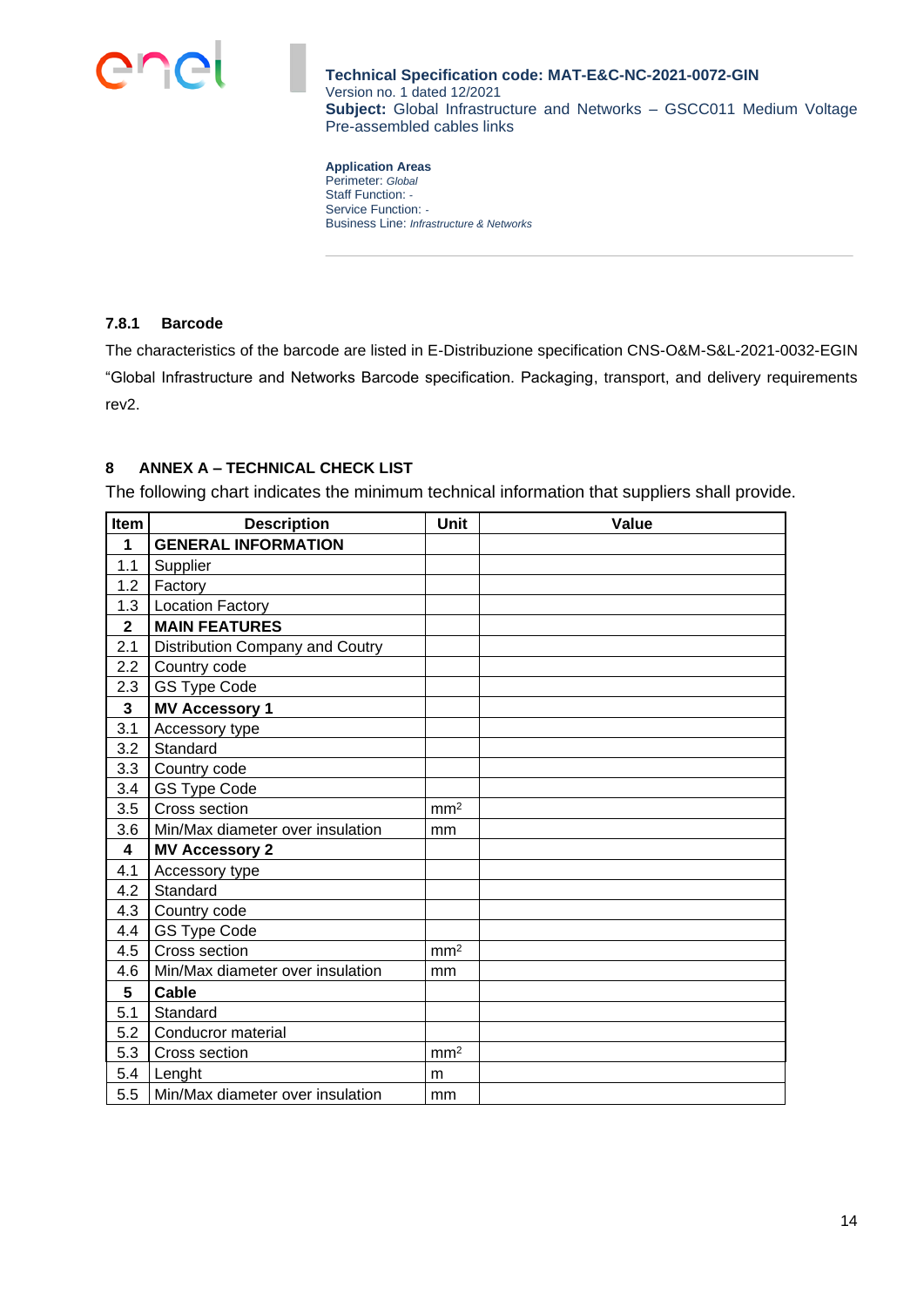#### 7.8.1 Barcode

The characteristics of the barcode are listed in E-Distribuzione specification CNS-O&M-S&L-2021-0032-EGIN "Global Infrastructure and Networks Barcode specification. Packaging, transport, and delivery requirements rev2.

## 8 ANNEX A – TECHNICAL CHECK LIST

The following chart indicates the minimum technical information that suppliers shall provide.

| Item | Description | Unit | Value |
|---|---|---|---|
| **1** | **GENERAL INFORMATION** | | |
| 1.1 | Supplier | | |
| 1.2 | Factory | | |
| 1.3 | Location Factory | | |
| **2** | **MAIN FEATURES** | | |
| 2.1 | Distribution Company and Coutry | | |
| 2.2 | Country code | | |
| 2.3 | GS Type Code | | |
| **3** | **MV Accessory 1** | | |
| 3.1 | Accessory type | | |
| 3.2 | Standard | | |
| 3.3 | Country code | | |
| 3.4 | GS Type Code | | |
| 3.5 | Cross section | $mm^2$ | |
| 3.6 | Min/Max diameter over insulation | mm | |
| **4** | **MV Accessory 2** | | |
| 4.1 | Accessory type | | |
| 4.2 | Standard | | |
| 4.3 | Country code | | |
| 4.4 | GS Type Code | | |
| 4.5 | Cross section | $mm^2$ | |
| 4.6 | Min/Max diameter over insulation | mm | |
| **5** | **Cable** | | |
| 5.1 | Standard | | |
| 5.2 | Conducror material | | |
| 5.3 | Cross section | $mm^2$ | |
| 5.4 | Lenght | m | |
| 5.5 | Min/Max diameter over insulation | mm | |